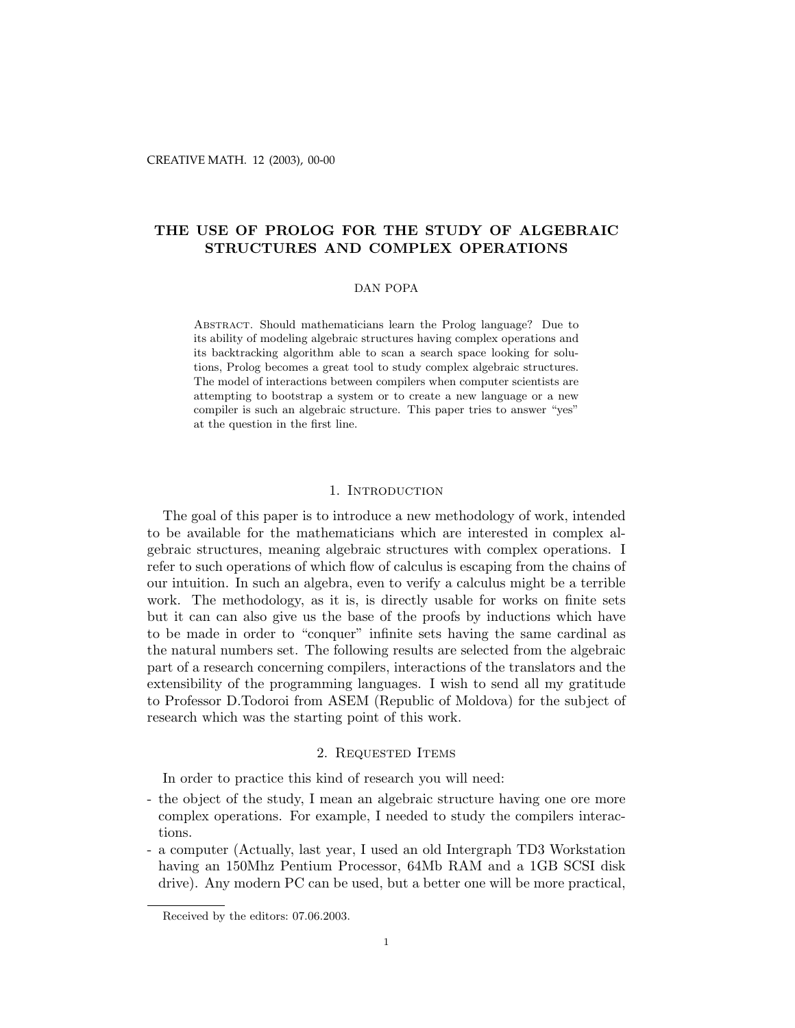# THE USE OF PROLOG FOR THE STUDY OF ALGEBRAIC STRUCTURES AND COMPLEX OPERATIONS

DAN POPA

Abstract. Should mathematicians learn the Prolog language? Due to its ability of modeling algebraic structures having complex operations and its backtracking algorithm able to scan a search space looking for solutions, Prolog becomes a great tool to study complex algebraic structures. The model of interactions between compilers when computer scientists are attempting to bootstrap a system or to create a new language or a new compiler is such an algebraic structure. This paper tries to answer "yes" at the question in the first line.

## 1. Introduction

The goal of this paper is to introduce a new methodology of work, intended to be available for the mathematicians which are interested in complex algebraic structures, meaning algebraic structures with complex operations. I refer to such operations of which flow of calculus is escaping from the chains of our intuition. In such an algebra, even to verify a calculus might be a terrible work. The methodology, as it is, is directly usable for works on finite sets but it can can also give us the base of the proofs by inductions which have to be made in order to "conquer" infinite sets having the same cardinal as the natural numbers set. The following results are selected from the algebraic part of a research concerning compilers, interactions of the translators and the extensibility of the programming languages. I wish to send all my gratitude to Professor D.Todoroi from ASEM (Republic of Moldova) for the subject of research which was the starting point of this work.

## 2. Requested Items

In order to practice this kind of research you will need:

- the object of the study, I mean an algebraic structure having one ore more complex operations. For example, I needed to study the compilers interactions.
- a computer (Actually, last year, I used an old Intergraph TD3 Workstation having an 150Mhz Pentium Processor, 64Mb RAM and a 1GB SCSI disk drive). Any modern PC can be used, but a better one will be more practical,

Received by the editors: 07.06.2003.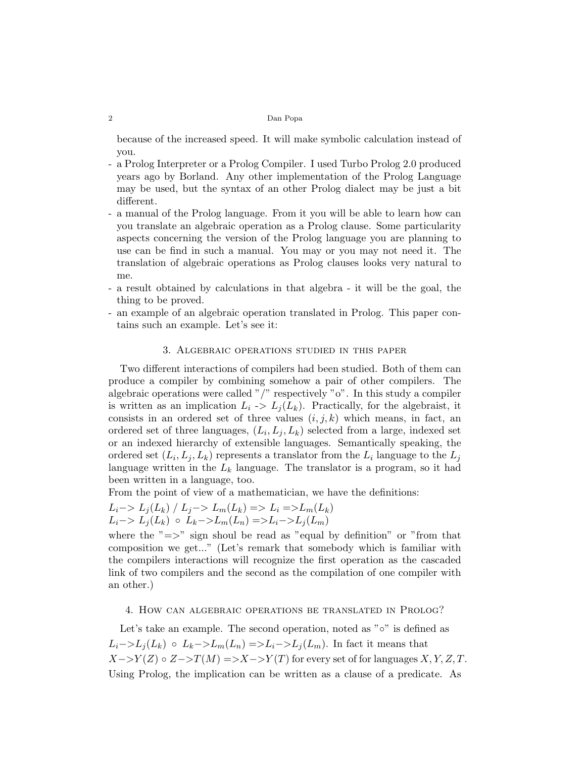because of the increased speed. It will make symbolic calculation instead of you.

- a Prolog Interpreter or a Prolog Compiler. I used Turbo Prolog 2.0 produced years ago by Borland. Any other implementation of the Prolog Language may be used, but the syntax of an other Prolog dialect may be just a bit different.
- a manual of the Prolog language. From it you will be able to learn how can you translate an algebraic operation as a Prolog clause. Some particularity aspects concerning the version of the Prolog language you are planning to use can be find in such a manual. You may or you may not need it. The translation of algebraic operations as Prolog clauses looks very natural to me.
- a result obtained by calculations in that algebra - it will be the goal, the thing to be proved.
- an example of an algebraic operation translated in Prolog. This paper contains such an example. Let's see it:

## 3. Algebraic operations studied in this paper

Two different interactions of compilers had been studied. Both of them can produce a compiler by combining somehow a pair of other compilers. The algebraic operations were called "/" respectively "o". In this study a compiler is written as an implication $L_i$ -> $L_j(L_k)$. Practically, for the algebraist, it consists in an ordered set of three values $(i, j, k)$ which means, in fact, an ordered set of three languages, $(L_i, L_j, L_k)$ selected from a large, indexed set or an indexed hierarchy of extensible languages. Semantically speaking, the ordered set $(L_i, L_j, L_k)$ represents a translator from the $L_i$ language to the $L_j$ language written in the $L_k$ language. The translator is a program, so it had been written in a language, too.

From the point of view of a mathematician, we have the definitions:

$L_i {-}{>}\ L_j(L_k)\ /\ L_j {-}{>}\ L_m(L_k) => L_i => L_m(L_k)$

$L_i {-}{>}\ L_j(L_k)\ \circ\ L_k {-}{>} L_m(L_n) => L_i {-}{>} L_j(L_m)$

where the "=>" sign shoul be read as "equal by definition" or "from that composition we get..." (Let's remark that somebody which is familiar with the compilers interactions will recognize the first operation as the cascaded link of two compilers and the second as the compilation of one compiler with an other.)

## 4. How can algebraic operations be translated in Prolog?

Let's take an example. The second operation, noted as "$\circ$" is defined as $L_i {-}{>} L_j(L_k)\ \circ\ L_k {-}{>} L_m(L_n) => L_i {-}{>} L_j(L_m)$. In fact it means that $X {-}{>} Y(Z) \circ Z {-}{>} T(M) => X {-}{>} Y(T)$ for every set of for languages $X, Y, Z, T$. Using Prolog, the implication can be written as a clause of a predicate. As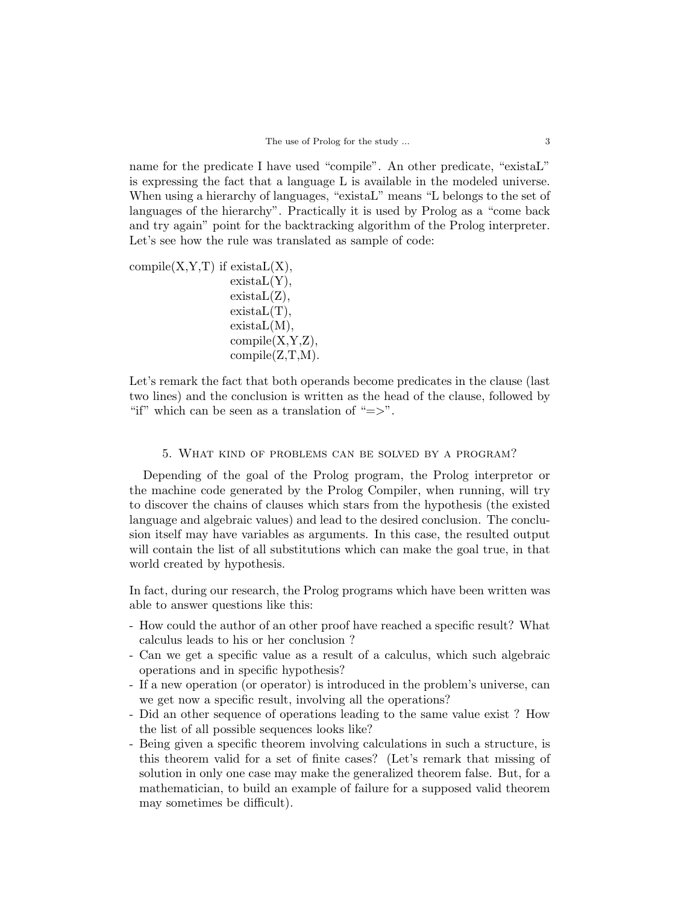name for the predicate I have used "compile". An other predicate, "existaL" is expressing the fact that a language L is available in the modeled universe. When using a hierarchy of languages, "existaL" means "L belongs to the set of languages of the hierarchy". Practically it is used by Prolog as a "come back and try again" point for the backtracking algorithm of the Prolog interpreter. Let's see how the rule was translated as sample of code:

```
compile(X,Y,T) if existaL(X),
                  existaL(Y),
                  existaL(Z),
                  existaL(T),
                  existaL(M),
                  compile(X,Y,Z),
                  compile(Z,T,M).
```

Let's remark the fact that both operands become predicates in the clause (last two lines) and the conclusion is written as the head of the clause, followed by "if" which can be seen as a translation of "=>".

## 5. What kind of problems can be solved by a program?

Depending of the goal of the Prolog program, the Prolog interpretor or the machine code generated by the Prolog Compiler, when running, will try to discover the chains of clauses which stars from the hypothesis (the existed language and algebraic values) and lead to the desired conclusion. The conclusion itself may have variables as arguments. In this case, the resulted output will contain the list of all substitutions which can make the goal true, in that world created by hypothesis.

In fact, during our research, the Prolog programs which have been written was able to answer questions like this:

- How could the author of an other proof have reached a specific result? What calculus leads to his or her conclusion ?
- Can we get a specific value as a result of a calculus, which such algebraic operations and in specific hypothesis?
- If a new operation (or operator) is introduced in the problem's universe, can we get now a specific result, involving all the operations?
- Did an other sequence of operations leading to the same value exist ? How the list of all possible sequences looks like?
- Being given a specific theorem involving calculations in such a structure, is this theorem valid for a set of finite cases? (Let's remark that missing of solution in only one case may make the generalized theorem false. But, for a mathematician, to build an example of failure for a supposed valid theorem may sometimes be difficult).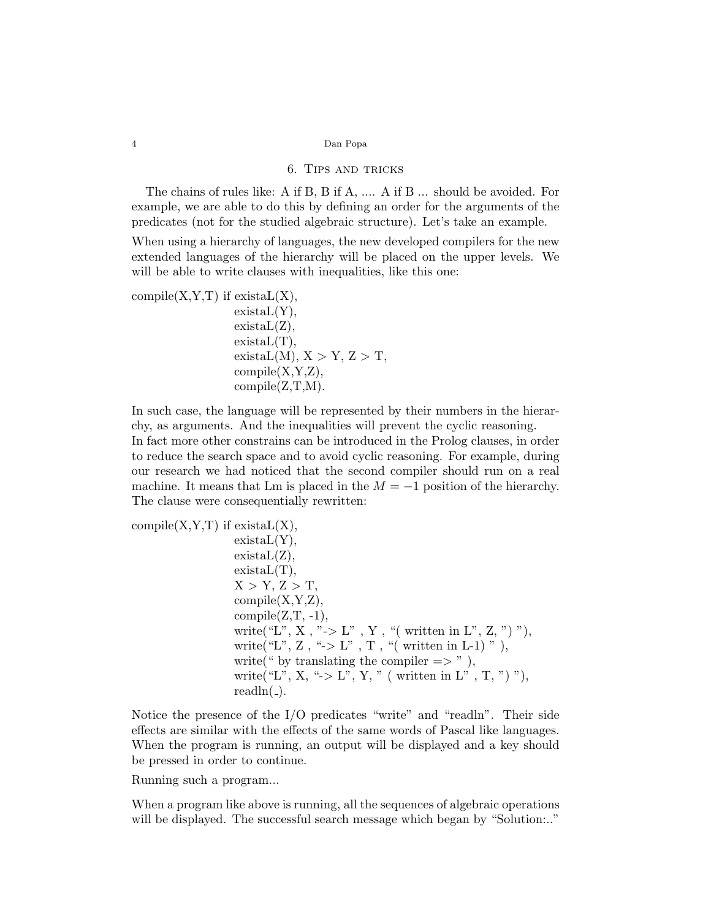## 6. Tips and tricks

The chains of rules like: A if B, B if A, .... A if B ... should be avoided. For example, we are able to do this by defining an order for the arguments of the predicates (not for the studied algebraic structure). Let's take an example.

When using a hierarchy of languages, the new developed compilers for the new extended languages of the hierarchy will be placed on the upper levels. We will be able to write clauses with inequalities, like this one:

```
compile(X,Y,T) if existaL(X),
                  existaL(Y),
                  existaL(Z),
                  existaL(T),
                  existaL(M), X > Y, Z > T,
                  compile(X,Y,Z),
                  compile(Z,T,M).
```

In such case, the language will be represented by their numbers in the hierarchy, as arguments. And the inequalities will prevent the cyclic reasoning.
In fact more other constrains can be introduced in the Prolog clauses, in order to reduce the search space and to avoid cyclic reasoning. For example, during our research we had noticed that the second compiler should run on a real machine. It means that Lm is placed in the $M = -1$ position of the hierarchy. The clause were consequentially rewritten:

```
compile(X,Y,T) if existaL(X),
                  existaL(Y),
                  existaL(Z),
                  existaL(T),
                  X > Y, Z > T,
                  compile(X,Y,Z),
                  compile(Z,T, -1),
                  write("L", X , "-> L" , Y , "( written in L", Z, ") "),
                  write("L", Z , "-> L" , T , "( written in L-1) " ),
                  write(" by translating the compiler => " ),
                  write("L", X, "-> L", Y, " ( written in L" , T, ") "),
                  readln(_).
```

Notice the presence of the I/O predicates "write" and "readln". Their side effects are similar with the effects of the same words of Pascal like languages. When the program is running, an output will be displayed and a key should be pressed in order to continue.

Running such a program...

When a program like above is running, all the sequences of algebraic operations will be displayed. The successful search message which began by "Solution:.."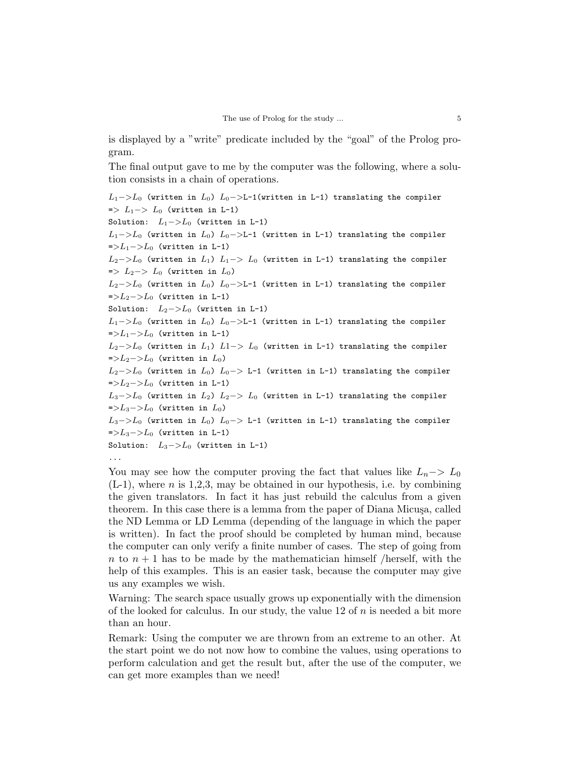is displayed by a "write" predicate included by the "goal" of the Prolog program.

The final output gave to me by the computer was the following, where a solution consists in a chain of operations.

$L_1$->$L_0$ (written in $L_0$) $L_0$->L-1(written in L-1) translating the compiler
=> $L_1$-> $L_0$ (written in L-1)
Solution: $L_1$->$L_0$ (written in L-1)
$L_1$->$L_0$ (written in $L_0$) $L_0$->L-1 (written in L-1) translating the compiler
=>$L_1$->$L_0$ (written in L-1)
$L_2$->$L_0$ (written in $L_1$) $L_1$-> $L_0$ (written in L-1) translating the compiler
=> $L_2$-> $L_0$ (written in $L_0$)
$L_2$->$L_0$ (written in $L_0$) $L_0$->L-1 (written in L-1) translating the compiler
=>$L_2$->$L_0$ (written in L-1)
Solution: $L_2$->$L_0$ (written in L-1)
$L_1$->$L_0$ (written in $L_0$) $L_0$->L-1 (written in L-1) translating the compiler
=>$L_1$->$L_0$ (written in L-1)
$L_2$->$L_0$ (written in $L_1$) $L1$-> $L_0$ (written in L-1) translating the compiler
=>$L_2$->$L_0$ (written in $L_0$)
$L_2$->$L_0$ (written in $L_0$) $L_0$-> L-1 (written in L-1) translating the compiler
=>$L_2$->$L_0$ (written in L-1)
$L_3$->$L_0$ (written in $L_2$) $L_2$-> $L_0$ (written in L-1) translating the compiler
=>$L_3$->$L_0$ (written in $L_0$)
$L_3$->$L_0$ (written in $L_0$) $L_0$-> L-1 (written in L-1) translating the compiler
=>$L_3$->$L_0$ (written in L-1)
Solution: $L_3$->$L_0$ (written in L-1)
...

You may see how the computer proving the fact that values like $L_n$-> $L_0$ (L-1), where $n$ is 1,2,3, may be obtained in our hypothesis, i.e. by combining the given translators. In fact it has just rebuild the calculus from a given theorem. In this case there is a lemma from the paper of Diana Micuşa, called the ND Lemma or LD Lemma (depending of the language in which the paper is written). In fact the proof should be completed by human mind, because the computer can only verify a finite number of cases. The step of going from $n$ to $n+1$ has to be made by the mathematician himself /herself, with the help of this examples. This is an easier task, because the computer may give us any examples we wish.

Warning: The search space usually grows up exponentially with the dimension of the looked for calculus. In our study, the value 12 of $n$ is needed a bit more than an hour.

Remark: Using the computer we are thrown from an extreme to an other. At the start point we do not now how to combine the values, using operations to perform calculation and get the result but, after the use of the computer, we can get more examples than we need!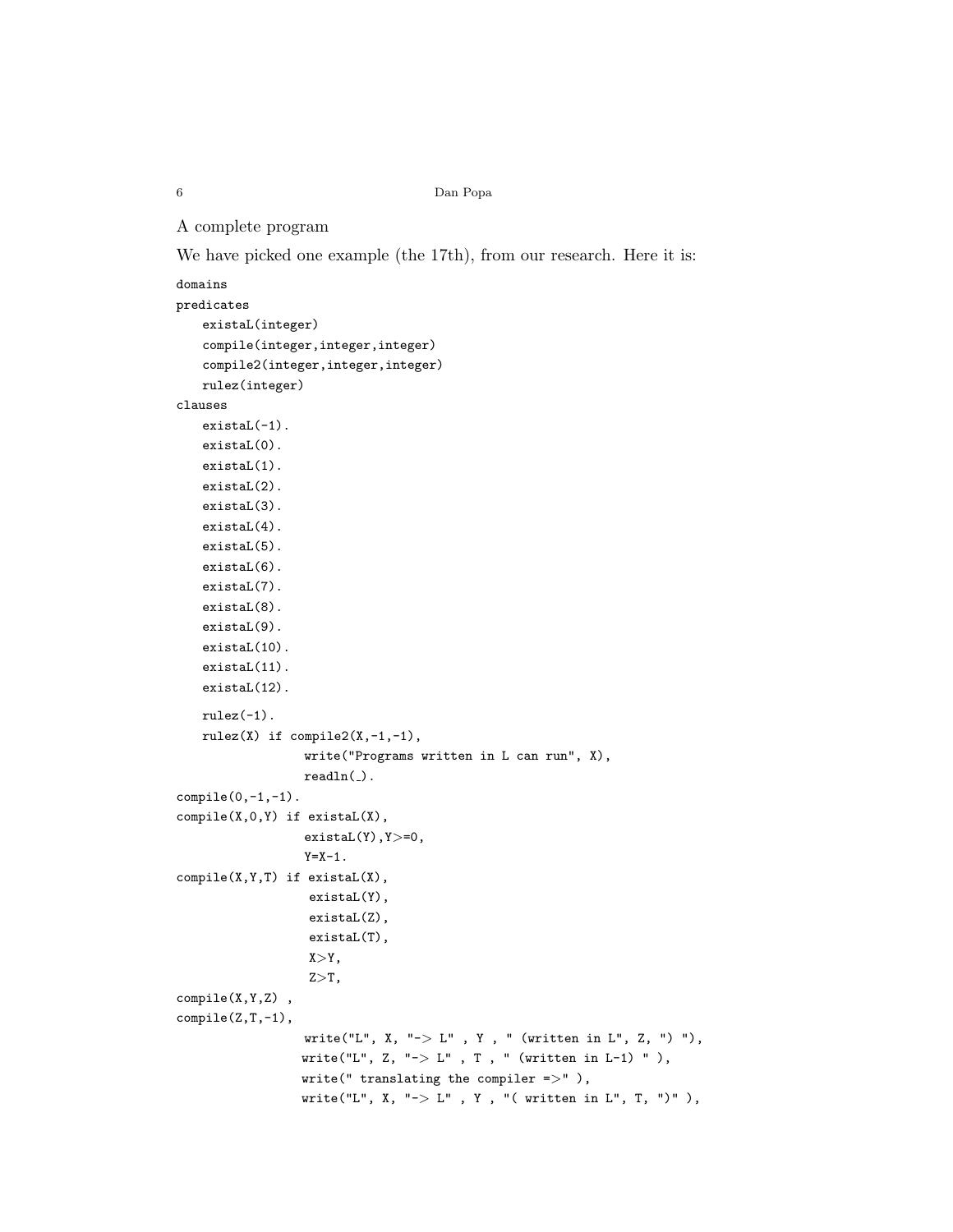A complete program

We have picked one example (the 17th), from our research. Here it is:

```
domains
predicates
   existaL(integer)
   compile(integer,integer,integer)
   compile2(integer,integer,integer)
   rulez(integer)
clauses
   existaL(-1).
   existaL(0).
   existaL(1).
   existaL(2).
   existaL(3).
   existaL(4).
   existaL(5).
   existaL(6).
   existaL(7).
   existaL(8).
   existaL(9).
   existaL(10).
   existaL(11).
   existaL(12).

   rulez(-1).
   rulez(X) if compile2(X,-1,-1),
               write("Programs written in L can run", X),
               readln(_).
compile(0,-1,-1).
compile(X,0,Y) if existaL(X),
               existaL(Y),Y>=0,
               Y=X-1.
compile(X,Y,T) if existaL(X),
                existaL(Y),
                existaL(Z),
                existaL(T),
                X>Y,
                Z>T,
compile(X,Y,Z) ,
compile(Z,T,-1),
               write("L", X, "-> L" , Y , " (written in L", Z, ") "),
               write("L", Z, "-> L" , T , " (written in L-1) " ),
               write(" translating the compiler =>" ),
               write("L", X, "-> L" , Y , "( written in L", T, ")" ),
```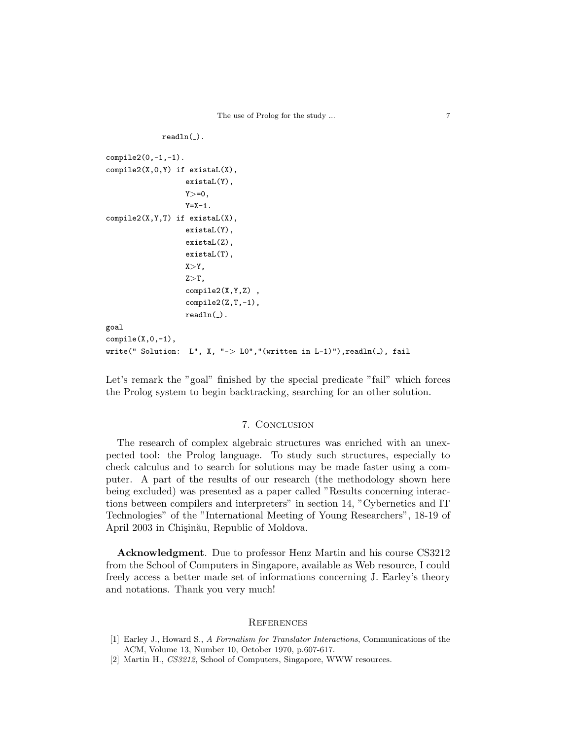```
            readln(_).

compile2(0,-1,-1).
compile2(X,0,Y) if existaL(X),
                  existaL(Y),
                  Y>=0,
                  Y=X-1.
compile2(X,Y,T) if existaL(X),
                  existaL(Y),
                  existaL(Z),
                  existaL(T),
                  X>Y,
                  Z>T,
                  compile2(X,Y,Z) ,
                  compile2(Z,T,-1),
                  readln(_).
goal
compile(X,0,-1),
write(" Solution:  L", X, "-> L0","(written in L-1)"),readln(_), fail
```

Let's remark the "goal" finished by the special predicate "fail" which forces the Prolog system to begin backtracking, searching for an other solution.

## 7. Conclusion

The research of complex algebraic structures was enriched with an unexpected tool: the Prolog language. To study such structures, especially to check calculus and to search for solutions may be made faster using a computer. A part of the results of our research (the methodology shown here being excluded) was presented as a paper called "Results concerning interactions between compilers and interpreters" in section 14, "Cybernetics and IT Technologies" of the "International Meeting of Young Researchers", 18-19 of April 2003 in Chişinău, Republic of Moldova.

**Acknowledgment**. Due to professor Henz Martin and his course CS3212 from the School of Computers in Singapore, available as Web resource, I could freely access a better made set of informations concerning J. Earley's theory and notations. Thank you very much!

## References

[1] Earley J., Howard S., *A Formalism for Translator Interactions*, Communications of the ACM, Volume 13, Number 10, October 1970, p.607-617.

[2] Martin H., *CS3212*, School of Computers, Singapore, WWW resources.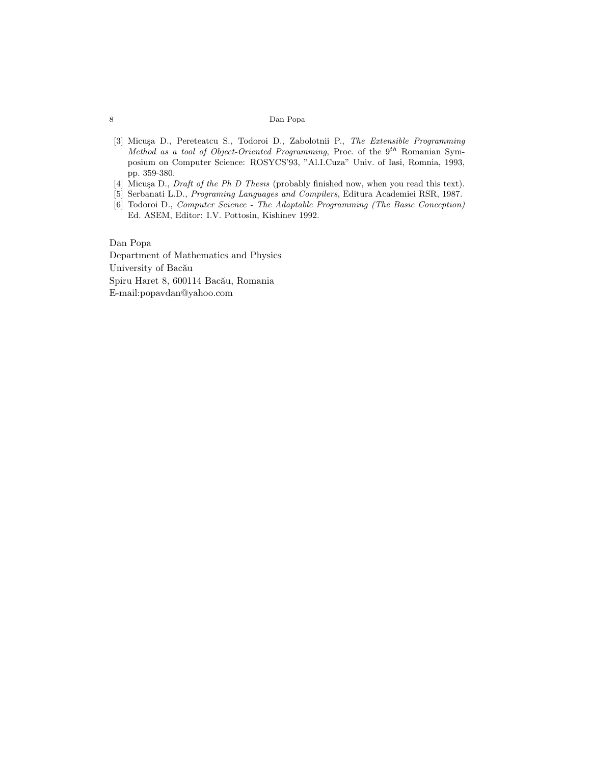[3] Micuşa D., Pereteatcu S., Todoroi D., Zabolotnii P., *The Extensible Programming Method as a tool of Object-Oriented Programming*, Proc. of the $9^{th}$ Romanian Symposium on Computer Science: ROSYCS'93, "Al.I.Cuza" Univ. of Iasi, Romnia, 1993, pp. 359-380.

[4] Micuşa D., *Draft of the Ph D Thesis* (probably finished now, when you read this text).

[5] Serbanati L.D., *Programing Languages and Compilers*, Editura Academiei RSR, 1987.

[6] Todoroi D., *Computer Science - The Adaptable Programming (The Basic Conception)* Ed. ASEM, Editor: I.V. Pottosin, Kishinev 1992.

Dan Popa
Department of Mathematics and Physics
University of Bacău
Spiru Haret 8, 600114 Bacău, Romania
E-mail:popavdan@yahoo.com